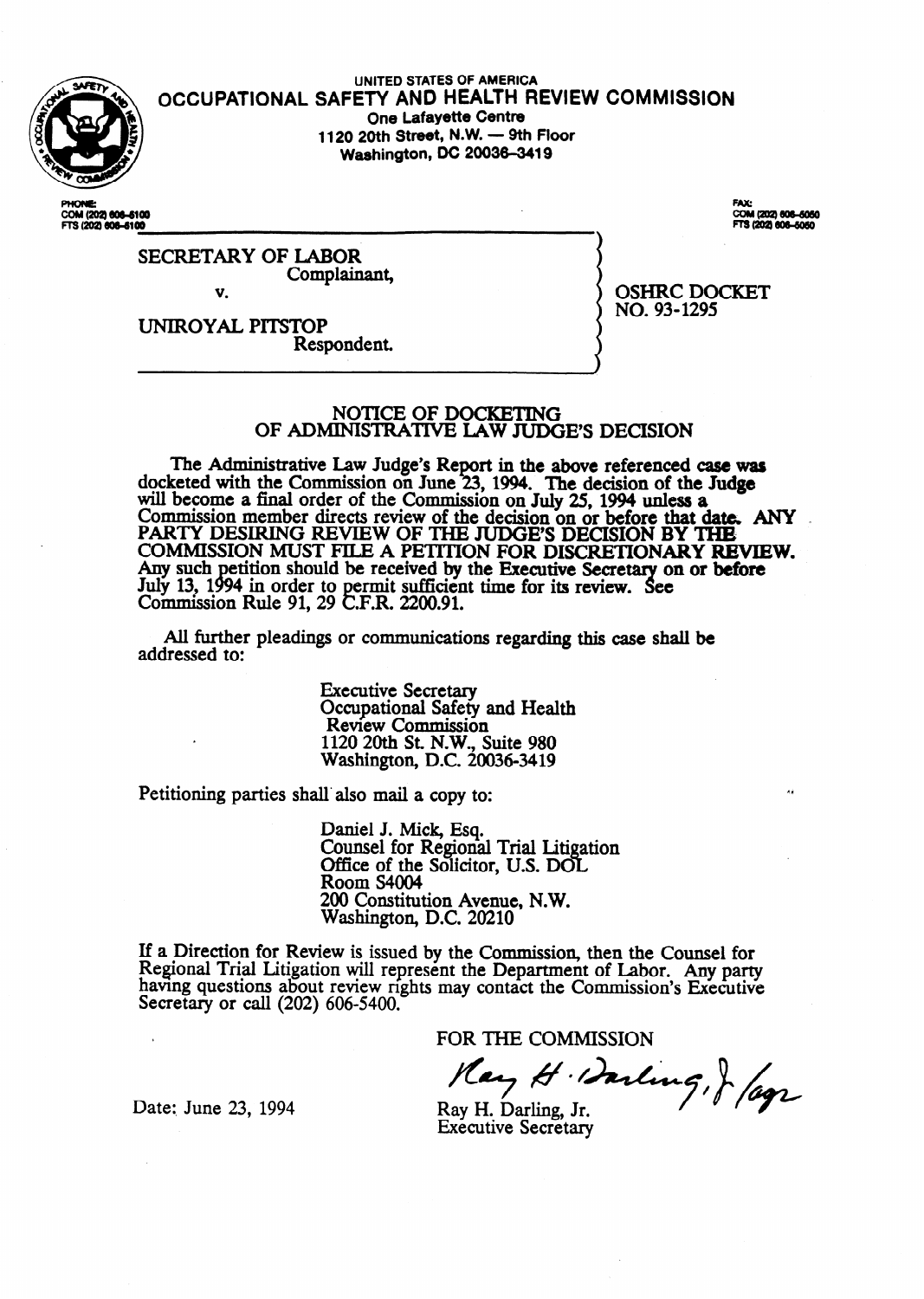UNITED STATES OF AMERICA

# OCCUPATIONAL SAFETY AND HEALTH REVIEW COMMISSION

One Lafayette Centre
1120 20th Street, N.W. — 9th Floor
Washington, DC 20036-3419

PHONE:
COM (202) 606-5100
FTS (202) 606-5100

FAX:
COM (202) 606-5050
FTS (202) 606-5050

SECRETARY OF LABOR
Complainant,

v.

UNIROYAL PITSTOP
Respondent.

OSHRC DOCKET
NO. 93-1295

## NOTICE OF DOCKETING
## OF ADMINISTRATIVE LAW JUDGE'S DECISION

The Administrative Law Judge's Report in the above referenced case was docketed with the Commission on June 23, 1994. The decision of the Judge will become a final order of the Commission on July 25, 1994 unless a Commission member directs review of the decision on or before that date. ANY PARTY DESIRING REVIEW OF THE JUDGE'S DECISION BY THE COMMISSION MUST FILE A PETITION FOR DISCRETIONARY REVIEW. Any such petition should be received by the Executive Secretary on or before July 13, 1994 in order to permit sufficient time for its review. See Commission Rule 91, 29 C.F.R. 2200.91.

All further pleadings or communications regarding this case shall be addressed to:

Executive Secretary
Occupational Safety and Health
Review Commission
1120 20th St. N.W., Suite 980
Washington, D.C. 20036-3419

Petitioning parties shall also mail a copy to:

Daniel J. Mick, Esq.
Counsel for Regional Trial Litigation
Office of the Solicitor, U.S. DOL
Room S4004
200 Constitution Avenue, N.W.
Washington, D.C. 20210

If a Direction for Review is issued by the Commission, then the Counsel for Regional Trial Litigation will represent the Department of Labor. Any party having questions about review rights may contact the Commission's Executive Secretary or call (202) 606-5400.

FOR THE COMMISSION

Ray H. Darling, Jr.
Executive Secretary

Date: June 23, 1994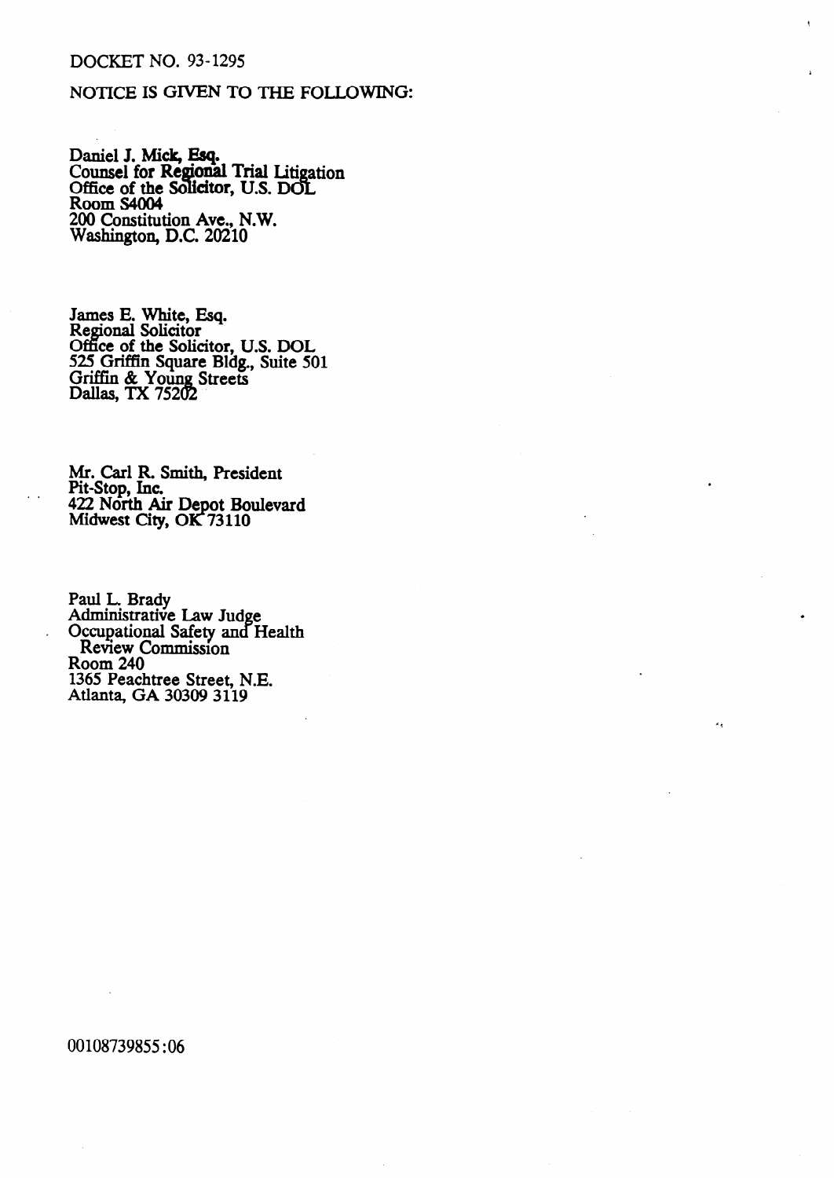DOCKET NO. 93-1295

NOTICE IS GIVEN TO THE FOLLOWING:

Daniel J. Mick, Esq.
Counsel for Regional Trial Litigation
Office of the Solicitor, U.S. DOL
Room S4004
200 Constitution Ave., N.W.
Washington, D.C. 20210

James E. White, Esq.
Regional Solicitor
Office of the Solicitor, U.S. DOL
525 Griffin Square Bldg., Suite 501
Griffin & Young Streets
Dallas, TX 75202

Mr. Carl R. Smith, President
Pit-Stop, Inc.
422 North Air Depot Boulevard
Midwest City, OK 73110

Paul L. Brady
Administrative Law Judge
Occupational Safety and Health
Review Commission
Room 240
1365 Peachtree Street, N.E.
Atlanta, GA 30309 3119

00108739855:06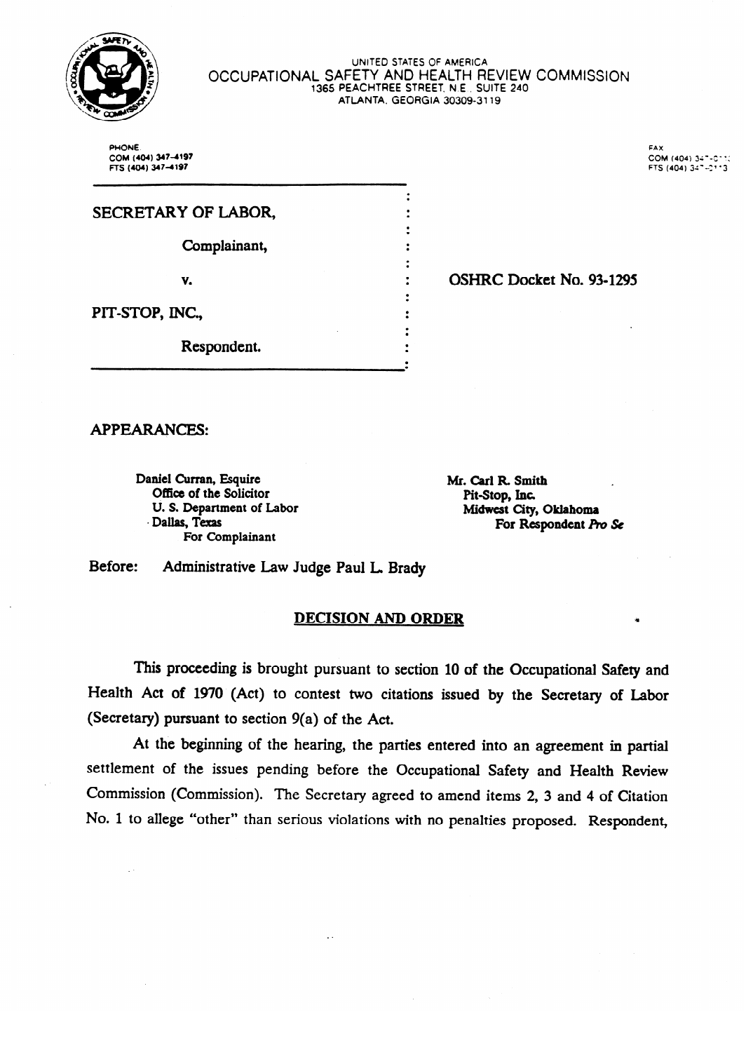UNITED STATES OF AMERICA
OCCUPATIONAL SAFETY AND HEALTH REVIEW COMMISSION
1365 PEACHTREE STREET, N.E., SUITE 240
ATLANTA, GEORGIA 30309-3119

PHONE
COM (404) 347-4197
FTS (404) 347-4197

FAX
COM (404) 347-0113
FTS (404) 347-0113

| | | |
|---|---|---|
| SECRETARY OF LABOR, | : | |
| Complainant, | : | |
| v. | : | OSHRC Docket No. 93-1295 |
| PIT-STOP, INC., | : | |
| Respondent. | : | |

APPEARANCES:

Daniel Curran, Esquire
Office of the Solicitor
U. S. Department of Labor
Dallas, Texas
For Complainant

Mr. Carl R. Smith
Pit-Stop, Inc.
Midwest City, Oklahoma
For Respondent *Pro Se*

Before: Administrative Law Judge Paul L. Brady

## DECISION AND ORDER

This proceeding is brought pursuant to section 10 of the Occupational Safety and Health Act of 1970 (Act) to contest two citations issued by the Secretary of Labor (Secretary) pursuant to section 9(a) of the Act.

At the beginning of the hearing, the parties entered into an agreement in partial settlement of the issues pending before the Occupational Safety and Health Review Commission (Commission). The Secretary agreed to amend items 2, 3 and 4 of Citation No. 1 to allege "other" than serious violations with no penalties proposed. Respondent,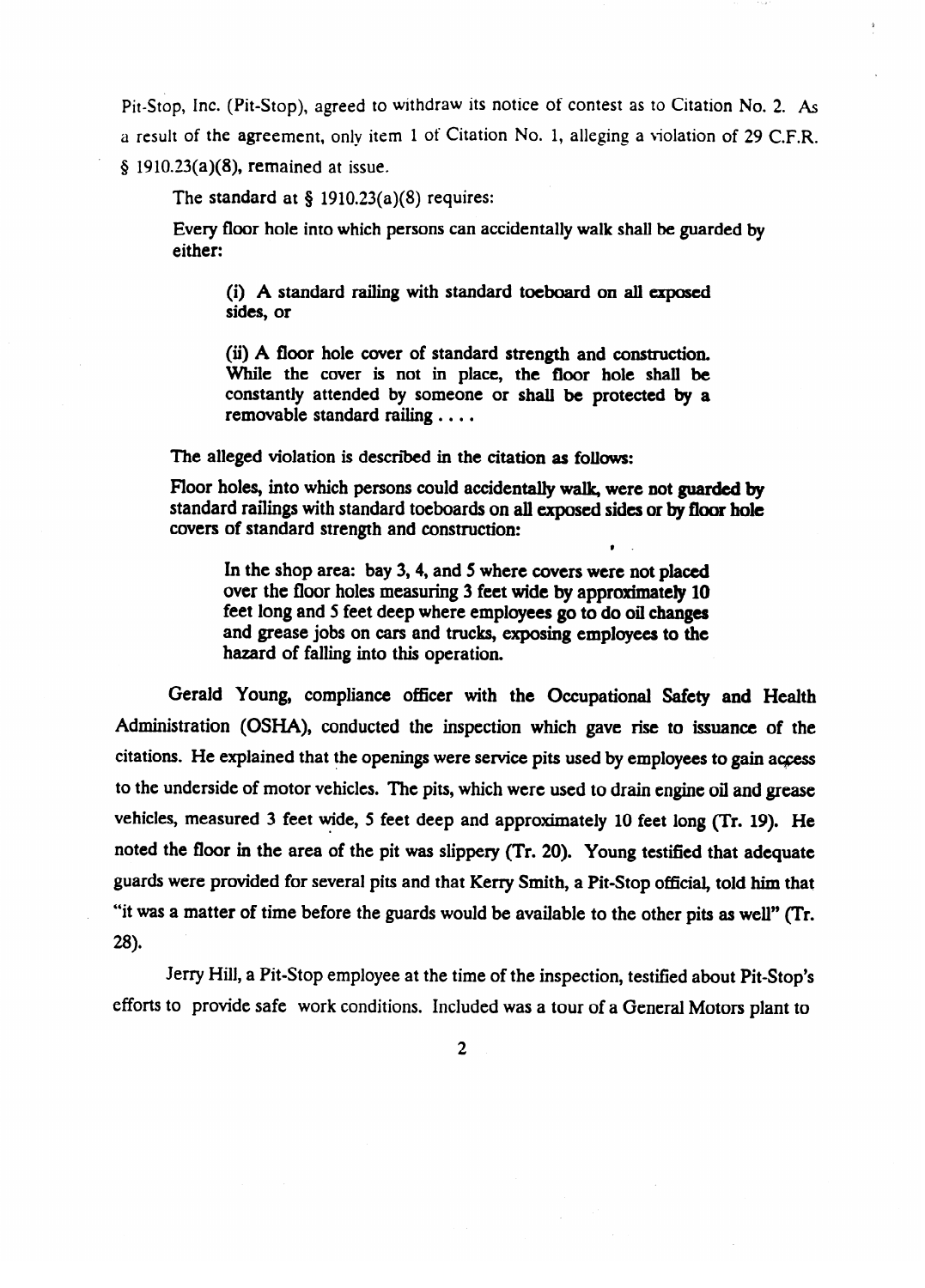Pit-Stop, Inc. (Pit-Stop), agreed to withdraw its notice of contest as to Citation No. 2. As a result of the agreement, only item 1 of Citation No. 1, alleging a violation of 29 C.F.R. § 1910.23(a)(8), remained at issue.

The standard at § 1910.23(a)(8) requires:

> Every floor hole into which persons can accidentally walk shall be guarded by either:
>
> > (i) A standard railing with standard toeboard on all exposed sides, or
> >
> > (ii) A floor hole cover of standard strength and construction. While the cover is not in place, the floor hole shall be constantly attended by someone or shall be protected by a removable standard railing . . . .

The alleged violation is described in the citation as follows:

> Floor holes, into which persons could accidentally walk, were not guarded by standard railings with standard toeboards on all exposed sides or by floor hole covers of standard strength and construction:
>
> > In the shop area: bay 3, 4, and 5 where covers were not placed over the floor holes measuring 3 feet wide by approximately 10 feet long and 5 feet deep where employees go to do oil changes and grease jobs on cars and trucks, exposing employees to the hazard of falling into this operation.

Gerald Young, compliance officer with the Occupational Safety and Health Administration (OSHA), conducted the inspection which gave rise to issuance of the citations. He explained that the openings were service pits used by employees to gain access to the underside of motor vehicles. The pits, which were used to drain engine oil and grease vehicles, measured 3 feet wide, 5 feet deep and approximately 10 feet long (Tr. 19). He noted the floor in the area of the pit was slippery (Tr. 20). Young testified that adequate guards were provided for several pits and that Kerry Smith, a Pit-Stop official, told him that "it was a matter of time before the guards would be available to the other pits as well" (Tr. 28).

Jerry Hill, a Pit-Stop employee at the time of the inspection, testified about Pit-Stop's efforts to provide safe work conditions. Included was a tour of a General Motors plant to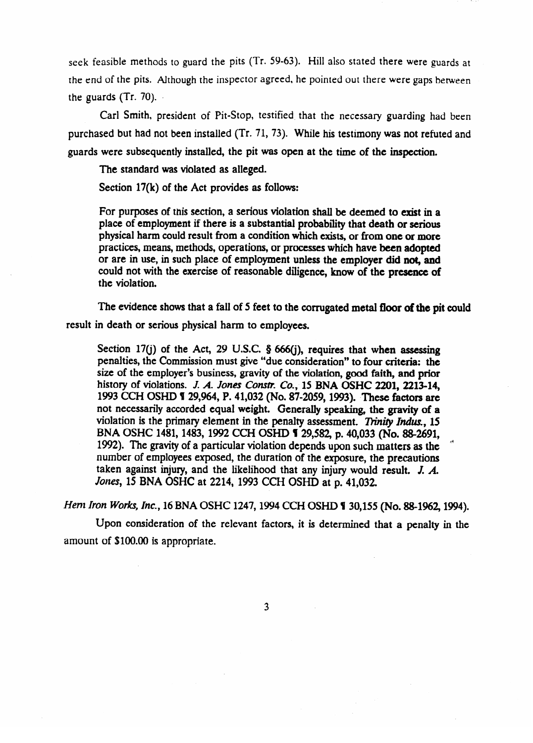seek feasible methods to guard the pits (Tr. 59-63). Hill also stated there were guards at the end of the pits. Although the inspector agreed, he pointed out there were gaps between the guards (Tr. 70).

Carl Smith, president of Pit-Stop, testified that the necessary guarding had been purchased but had not been installed (Tr. 71, 73). While his testimony was not refuted and guards were subsequently installed, the pit was open at the time of the inspection.

The standard was violated as alleged.

Section 17(k) of the Act provides as follows:

> For purposes of this section, a serious violation shall be deemed to exist in a place of employment if there is a substantial probability that death or serious physical harm could result from a condition which exists, or from one or more practices, means, methods, operations, or processes which have been adopted or are in use, in such place of employment unless the employer did not, and could not with the exercise of reasonable diligence, know of the presence of the violation.

The evidence shows that a fall of 5 feet to the corrugated metal floor of the pit could result in death or serious physical harm to employees.

> Section 17(j) of the Act, 29 U.S.C. § 666(j), requires that when assessing penalties, the Commission must give "due consideration" to four criteria: the size of the employer's business, gravity of the violation, good faith, and prior history of violations. *J. A. Jones Constr. Co.*, 15 BNA OSHC 2201, 2213-14, 1993 CCH OSHD ¶ 29,964, P. 41,032 (No. 87-2059, 1993). These factors are not necessarily accorded equal weight. Generally speaking, the gravity of a violation is the primary element in the penalty assessment. *Trinity Indus.*, 15 BNA OSHC 1481, 1483, 1992 CCH OSHD ¶ 29,582, p. 40,033 (No. 88-2691, 1992). The gravity of a particular violation depends upon such matters as the number of employees exposed, the duration of the exposure, the precautions taken against injury, and the likelihood that any injury would result. *J. A. Jones*, 15 BNA OSHC at 2214, 1993 CCH OSHD at p. 41,032.

*Hern Iron Works, Inc.*, 16 BNA OSHC 1247, 1994 CCH OSHD ¶ 30,155 (No. 88-1962, 1994).

Upon consideration of the relevant factors, it is determined that a penalty in the amount of $100.00 is appropriate.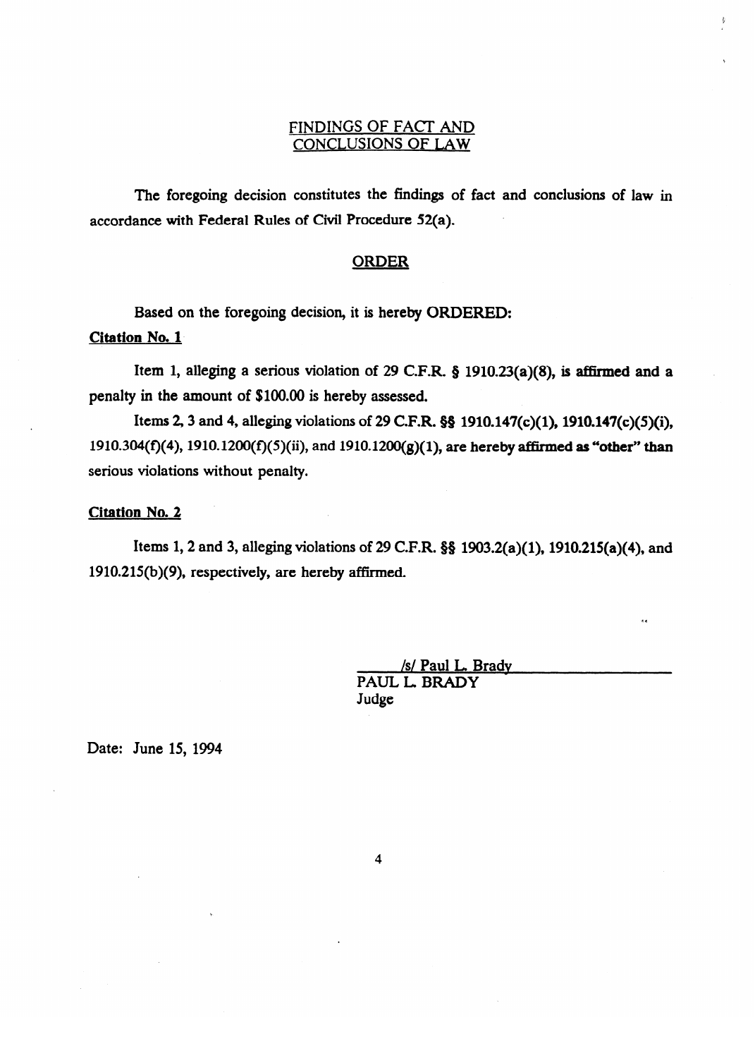## FINDINGS OF FACT AND CONCLUSIONS OF LAW

The foregoing decision constitutes the findings of fact and conclusions of law in accordance with Federal Rules of Civil Procedure 52(a).

## ORDER

Based on the foregoing decision, it is hereby ORDERED:

**Citation No. 1**

Item 1, alleging a serious violation of 29 C.F.R. § 1910.23(a)(8), **is affirmed and a penalty in the amount of $100.00 is hereby assessed.**

Items 2, 3 and 4, alleging violations of 29 C.F.R. §§ 1910.147(c)(1), 1910.147(c)(5)(i), 1910.304(f)(4), 1910.1200(f)(5)(ii), and 1910.1200(g)(1), **are hereby affirmed as "other" than** serious violations without penalty.

**Citation No. 2**

Items 1, 2 and 3, alleging violations of 29 C.F.R. §§ 1903.2(a)(1), 1910.215(a)(4), and 1910.215(b)(9), respectively, are hereby affirmed.

/s/ Paul L. Brady
PAUL L. BRADY
Judge

Date: June 15, 1994